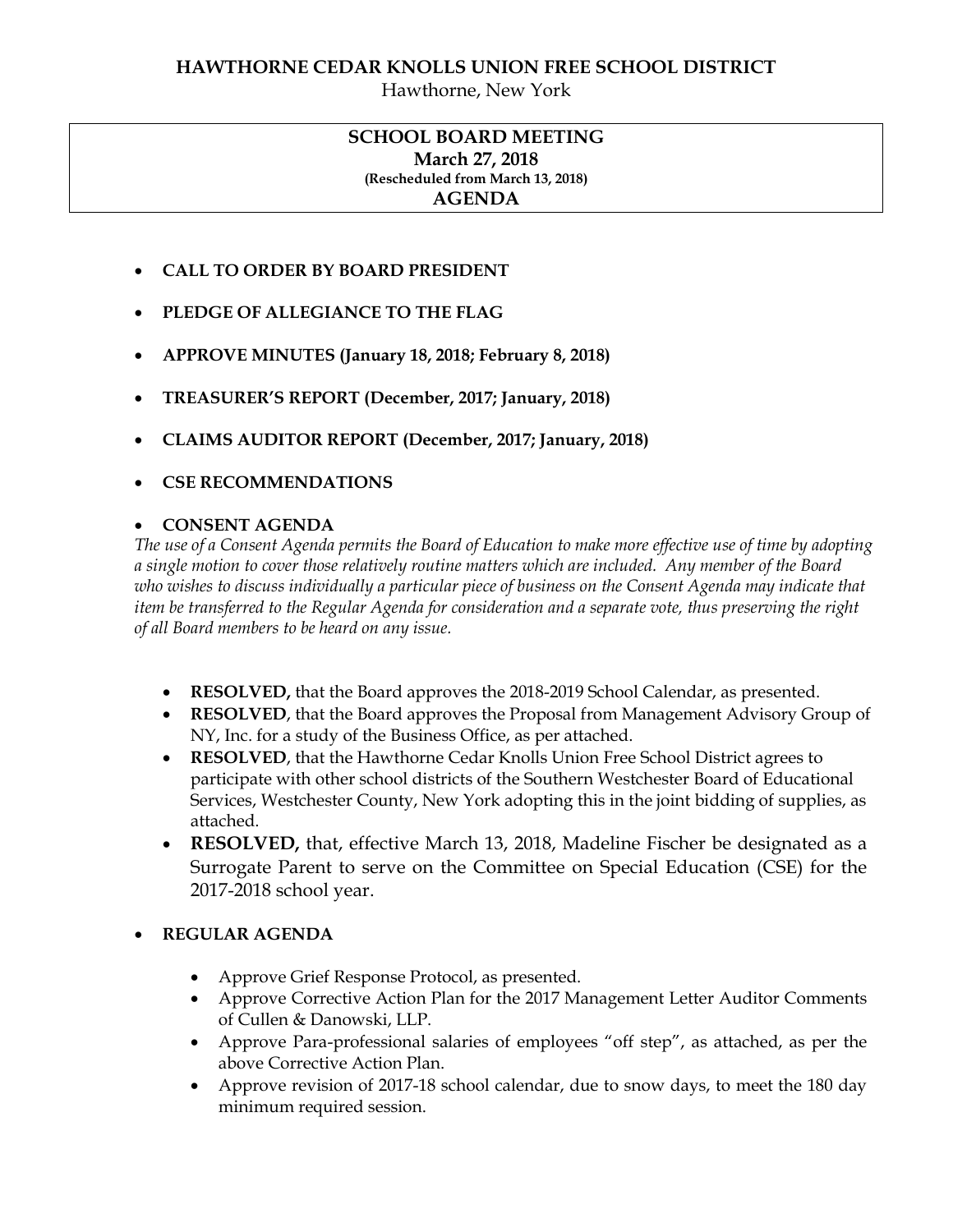# HAWTHORNE CEDAR KNOLLS UNION FREE SCHOOL DISTRICT

Hawthorne, New York

## SCHOOL BOARD MEETING
**March 27, 2018**
**(Rescheduled from March 13, 2018)**
**AGENDA**

- **CALL TO ORDER BY BOARD PRESIDENT**
- **PLEDGE OF ALLEGIANCE TO THE FLAG**
- **APPROVE MINUTES (January 18, 2018; February 8, 2018)**
- **TREASURER'S REPORT (December, 2017; January, 2018)**
- **CLAIMS AUDITOR REPORT (December, 2017; January, 2018)**
- **CSE RECOMMENDATIONS**
- **CONSENT AGENDA**

*The use of a Consent Agenda permits the Board of Education to make more effective use of time by adopting a single motion to cover those relatively routine matters which are included. Any member of the Board who wishes to discuss individually a particular piece of business on the Consent Agenda may indicate that item be transferred to the Regular Agenda for consideration and a separate vote, thus preserving the right of all Board members to be heard on any issue.*

  - **RESOLVED,** that the Board approves the 2018-2019 School Calendar, as presented.
  - **RESOLVED**, that the Board approves the Proposal from Management Advisory Group of NY, Inc. for a study of the Business Office, as per attached.
  - **RESOLVED**, that the Hawthorne Cedar Knolls Union Free School District agrees to participate with other school districts of the Southern Westchester Board of Educational Services, Westchester County, New York adopting this in the joint bidding of supplies, as attached.
  - **RESOLVED,** that, effective March 13, 2018, Madeline Fischer be designated as a Surrogate Parent to serve on the Committee on Special Education (CSE) for the 2017-2018 school year.

- **REGULAR AGENDA**
  - Approve Grief Response Protocol, as presented.
  - Approve Corrective Action Plan for the 2017 Management Letter Auditor Comments of Cullen & Danowski, LLP.
  - Approve Para-professional salaries of employees "off step", as attached, as per the above Corrective Action Plan.
  - Approve revision of 2017-18 school calendar, due to snow days, to meet the 180 day minimum required session.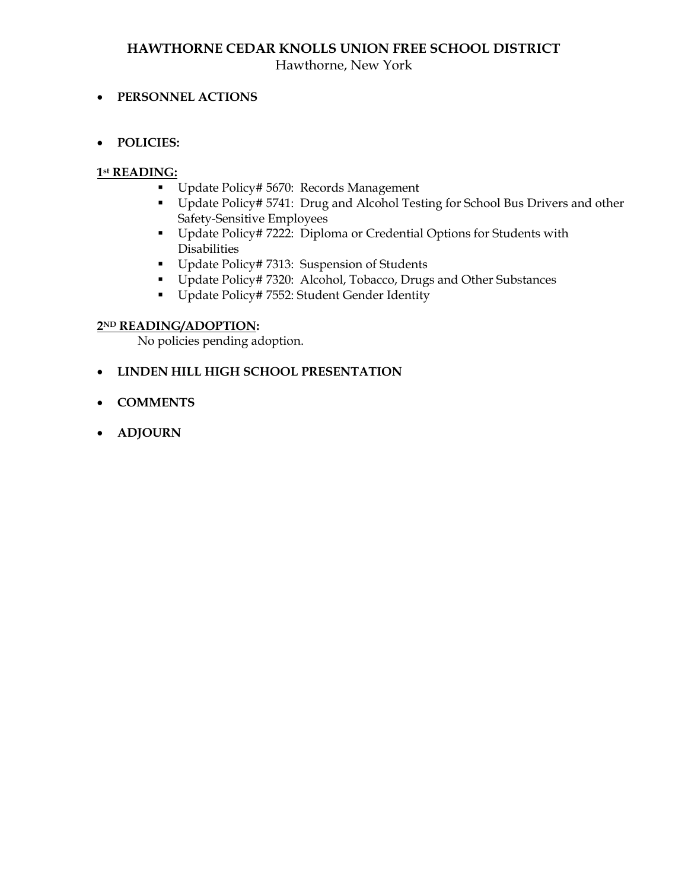**HAWTHORNE CEDAR KNOLLS UNION FREE SCHOOL DISTRICT**
Hawthorne, New York

- **PERSONNEL ACTIONS**

- **POLICIES:**

**1st READING:**

- Update Policy# 5670: Records Management
- Update Policy# 5741: Drug and Alcohol Testing for School Bus Drivers and other Safety-Sensitive Employees
- Update Policy# 7222: Diploma or Credential Options for Students with Disabilities
- Update Policy# 7313: Suspension of Students
- Update Policy# 7320: Alcohol, Tobacco, Drugs and Other Substances
- Update Policy# 7552: Student Gender Identity

**2ND READING/ADOPTION:**

No policies pending adoption.

- **LINDEN HILL HIGH SCHOOL PRESENTATION**
- **COMMENTS**
- **ADJOURN**